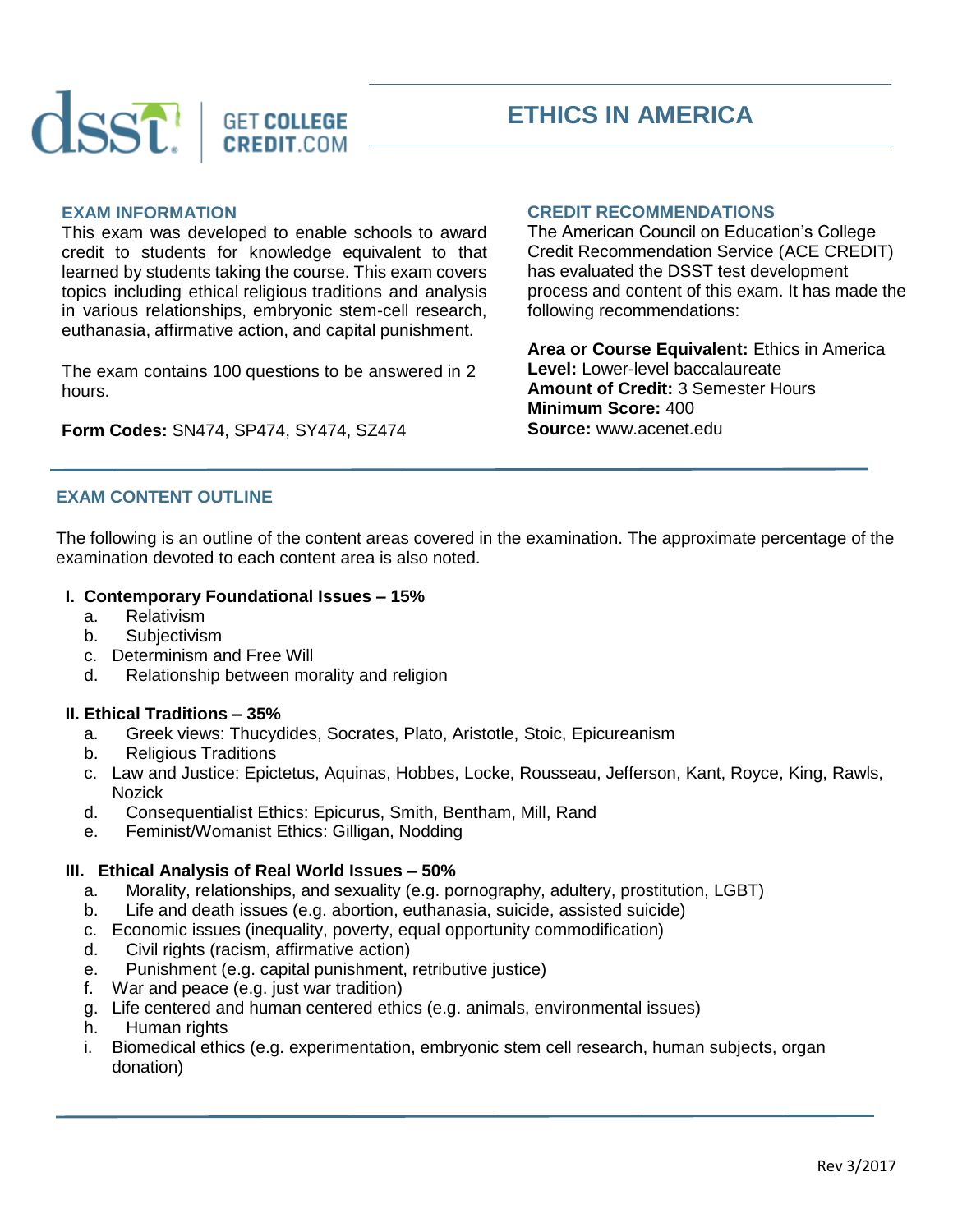# ETHICS IN AMERICA

## EXAM INFORMATION

This exam was developed to enable schools to award credit to students for knowledge equivalent to that learned by students taking the course. This exam covers topics including ethical religious traditions and analysis in various relationships, embryonic stem-cell research, euthanasia, affirmative action, and capital punishment.

The exam contains 100 questions to be answered in 2 hours.

**Form Codes:** SN474, SP474, SY474, SZ474

## CREDIT RECOMMENDATIONS

The American Council on Education's College Credit Recommendation Service (ACE CREDIT) has evaluated the DSST test development process and content of this exam. It has made the following recommendations:

**Area or Course Equivalent:** Ethics in America
**Level:** Lower-level baccalaureate
**Amount of Credit:** 3 Semester Hours
**Minimum Score:** 400
**Source:** www.acenet.edu

## EXAM CONTENT OUTLINE

The following is an outline of the content areas covered in the examination. The approximate percentage of the examination devoted to each content area is also noted.

**I. Contemporary Foundational Issues – 15%**

a. Relativism
b. Subjectivism
c. Determinism and Free Will
d. Relationship between morality and religion

**II. Ethical Traditions – 35%**

a. Greek views: Thucydides, Socrates, Plato, Aristotle, Stoic, Epicureanism
b. Religious Traditions
c. Law and Justice: Epictetus, Aquinas, Hobbes, Locke, Rousseau, Jefferson, Kant, Royce, King, Rawls, Nozick
d. Consequentialist Ethics: Epicurus, Smith, Bentham, Mill, Rand
e. Feminist/Womanist Ethics: Gilligan, Nodding

**III. Ethical Analysis of Real World Issues – 50%**

a. Morality, relationships, and sexuality (e.g. pornography, adultery, prostitution, LGBT)
b. Life and death issues (e.g. abortion, euthanasia, suicide, assisted suicide)
c. Economic issues (inequality, poverty, equal opportunity commodification)
d. Civil rights (racism, affirmative action)
e. Punishment (e.g. capital punishment, retributive justice)
f. War and peace (e.g. just war tradition)
g. Life centered and human centered ethics (e.g. animals, environmental issues)
h. Human rights
i. Biomedical ethics (e.g. experimentation, embryonic stem cell research, human subjects, organ donation)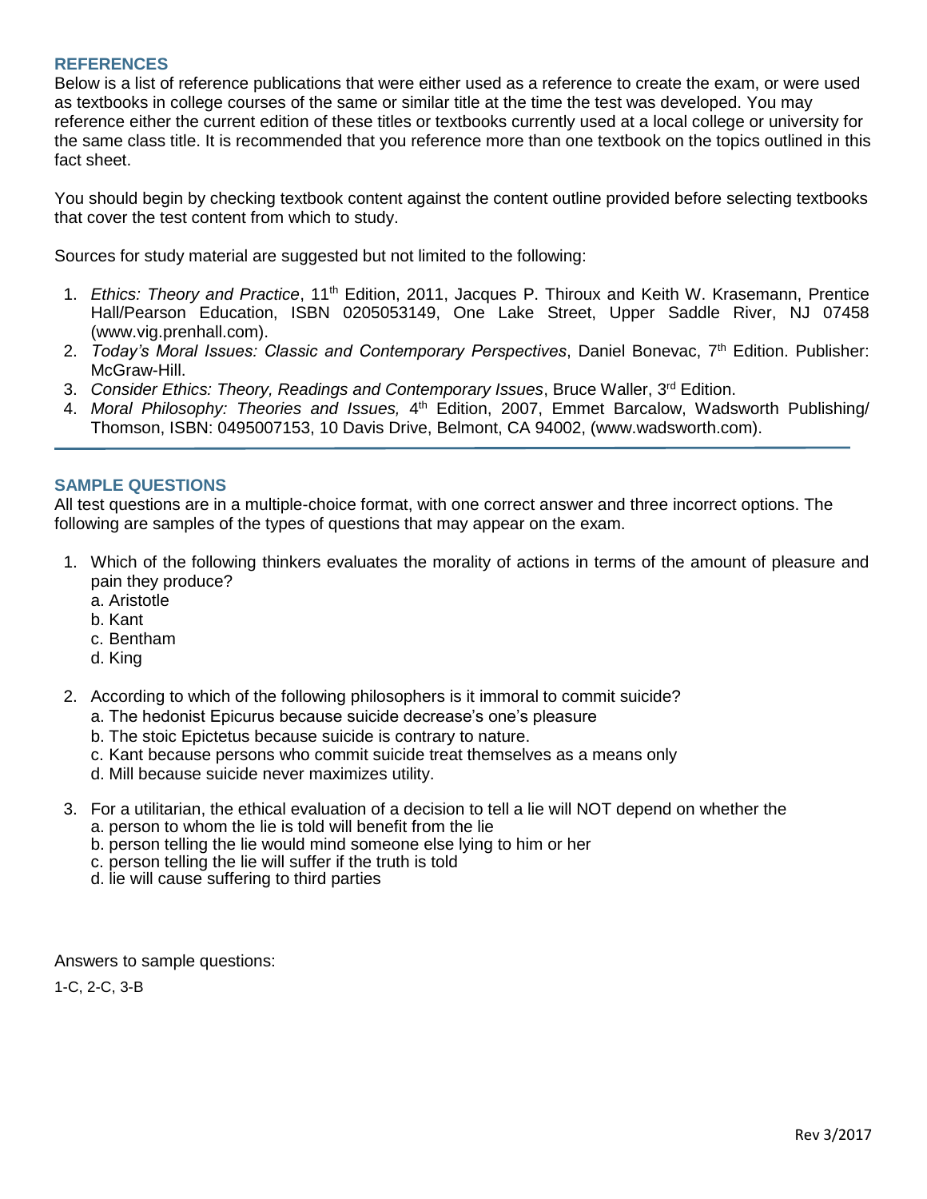## REFERENCES

Below is a list of reference publications that were either used as a reference to create the exam, or were used as textbooks in college courses of the same or similar title at the time the test was developed. You may reference either the current edition of these titles or textbooks currently used at a local college or university for the same class title. It is recommended that you reference more than one textbook on the topics outlined in this fact sheet.

You should begin by checking textbook content against the content outline provided before selecting textbooks that cover the test content from which to study.

Sources for study material are suggested but not limited to the following:

1. *Ethics: Theory and Practice*, 11th Edition, 2011, Jacques P. Thiroux and Keith W. Krasemann, Prentice Hall/Pearson Education, ISBN 0205053149, One Lake Street, Upper Saddle River, NJ 07458 (www.vig.prenhall.com).
2. *Today's Moral Issues: Classic and Contemporary Perspectives*, Daniel Bonevac, 7th Edition. Publisher: McGraw-Hill.
3. *Consider Ethics: Theory, Readings and Contemporary Issues*, Bruce Waller, 3rd Edition.
4. *Moral Philosophy: Theories and Issues,* 4th Edition, 2007, Emmet Barcalow, Wadsworth Publishing/ Thomson, ISBN: 0495007153, 10 Davis Drive, Belmont, CA 94002, (www.wadsworth.com).

## SAMPLE QUESTIONS

All test questions are in a multiple-choice format, with one correct answer and three incorrect options. The following are samples of the types of questions that may appear on the exam.

1. Which of the following thinkers evaluates the morality of actions in terms of the amount of pleasure and pain they produce?
   a. Aristotle
   b. Kant
   c. Bentham
   d. King
2. According to which of the following philosophers is it immoral to commit suicide?
   a. The hedonist Epicurus because suicide decrease's one's pleasure
   b. The stoic Epictetus because suicide is contrary to nature.
   c. Kant because persons who commit suicide treat themselves as a means only
   d. Mill because suicide never maximizes utility.
3. For a utilitarian, the ethical evaluation of a decision to tell a lie will NOT depend on whether the
   a. person to whom the lie is told will benefit from the lie
   b. person telling the lie would mind someone else lying to him or her
   c. person telling the lie will suffer if the truth is told
   d. lie will cause suffering to third parties

Answers to sample questions:

1-C, 2-C, 3-B

Rev 3/2017